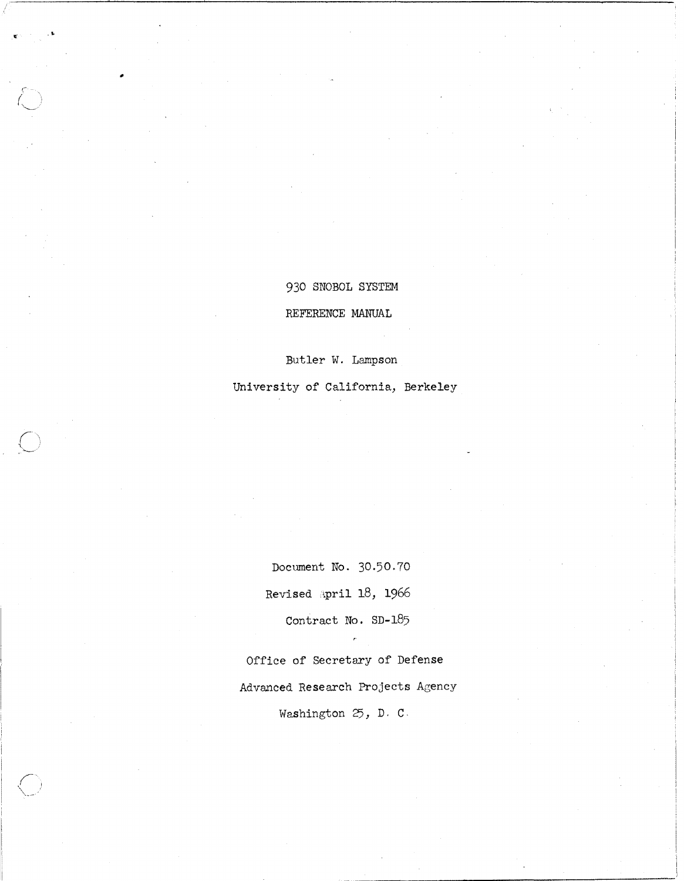# 930 SNOBOL SYSTEM

## REFERENCE MANUAL

Butler W. Lampson

University of California, Berkeley

Document No. 30.50.70

Revised April 18, 1966

Contract No. SD-185

Office of Secretary of Defense

Advanced Research Projects Agency

Washington 25, D. C.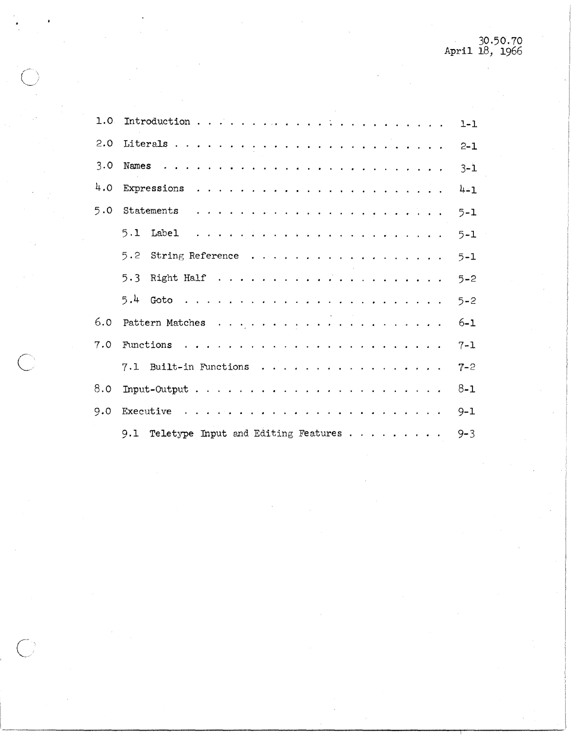30.50.70
April 18, 1966

| | | |
|---|---|---|
| 1.0 | Introduction | 1-1 |
| 2.0 | Literals | 2-1 |
| 3.0 | Names | 3-1 |
| 4.0 | Expressions | 4-1 |
| 5.0 | Statements | 5-1 |
| | 5.1 Label | 5-1 |
| | 5.2 String Reference | 5-1 |
| | 5.3 Right Half | 5-2 |
| | 5.4 Goto | 5-2 |
| 6.0 | Pattern Matches | 6-1 |
| 7.0 | Functions | 7-1 |
| | 7.1 Built-in Functions | 7-2 |
| 8.0 | Input-Output | 8-1 |
| 9.0 | Executive | 9-1 |
| | 9.1 Teletype Input and Editing Features | 9-3 |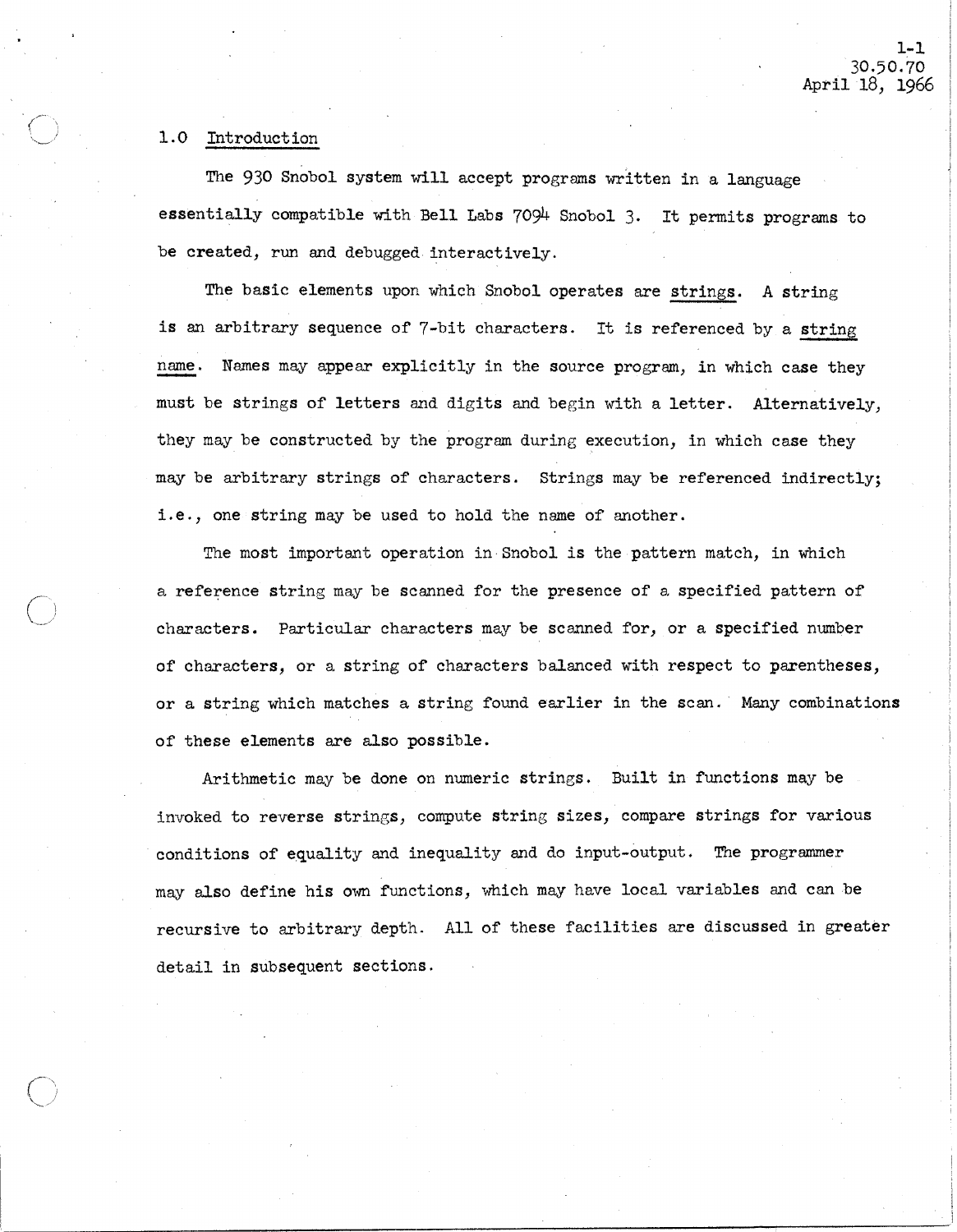## 1.0 Introduction

The 930 Snobol system will accept programs written in a language essentially compatible with Bell Labs 7094 Snobol 3. It permits programs to be created, run and debugged interactively.

The basic elements upon which Snobol operates are <u>strings</u>. A string is an arbitrary sequence of 7-bit characters. It is referenced by a <u>string name</u>. Names may appear explicitly in the source program, in which case they must be strings of letters and digits and begin with a letter. Alternatively, they may be constructed by the program during execution, in which case they may be arbitrary strings of characters. Strings may be referenced indirectly; i.e., one string may be used to hold the name of another.

The most important operation in Snobol is the pattern match, in which a reference string may be scanned for the presence of a specified pattern of characters. Particular characters may be scanned for, or a specified number of characters, or a string of characters balanced with respect to parentheses, or a string which matches a string found earlier in the scan. Many combinations of these elements are also possible.

Arithmetic may be done on numeric strings. Built in functions may be invoked to reverse strings, compute string sizes, compare strings for various conditions of equality and inequality and do input-output. The programmer may also define his own functions, which may have local variables and can be recursive to arbitrary depth. All of these facilities are discussed in greater detail in subsequent sections.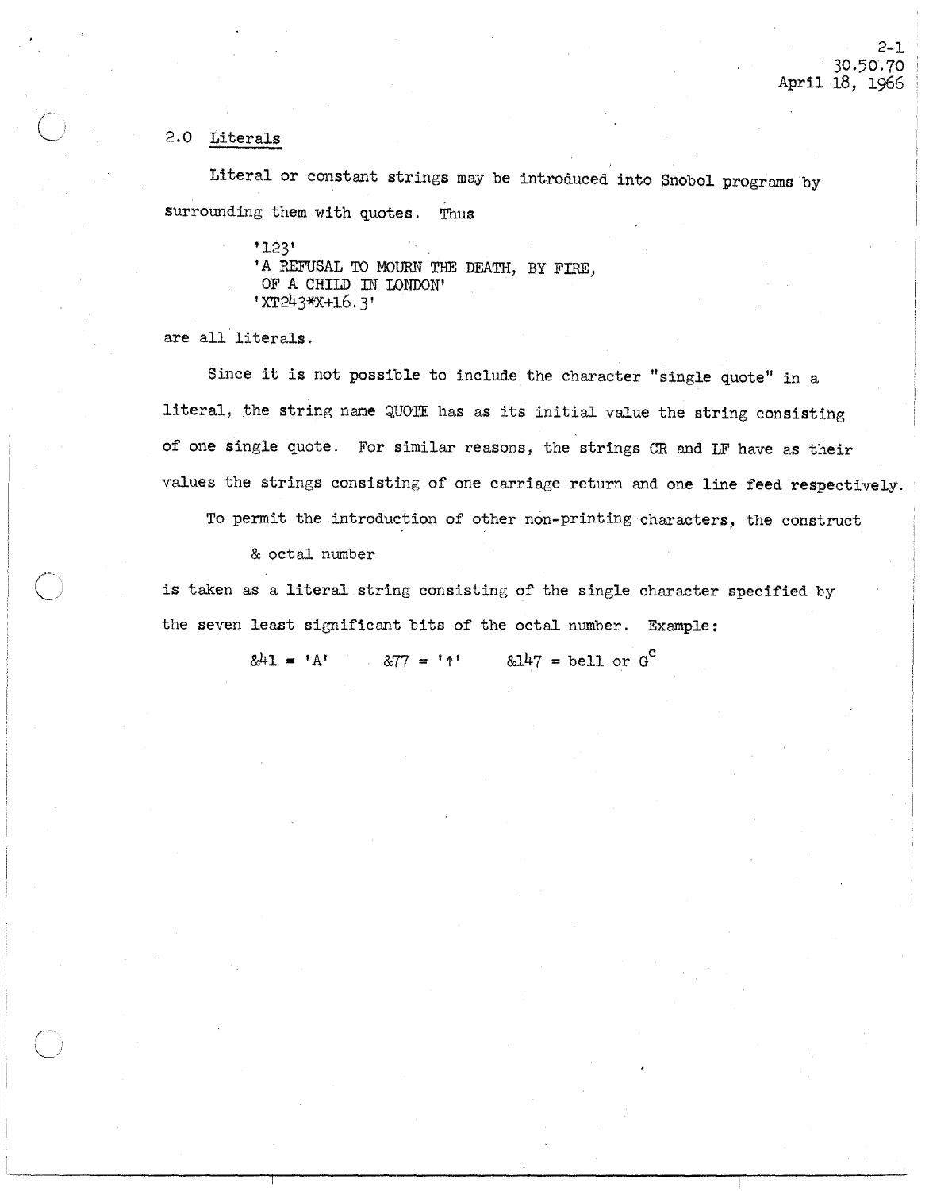## 2.0 Literals

Literal or constant strings may be introduced into Snobol programs by surrounding them with quotes. Thus

```
'123'
'A REFUSAL TO MOURN THE DEATH, BY FIRE,
 OF A CHILD IN LONDON'
'XT243*X+16.3'
```

are all literals.

Since it is not possible to include the character "single quote" in a literal, the string name QUOTE has as its initial value the string consisting of one single quote. For similar reasons, the strings CR and LF have as their values the strings consisting of one carriage return and one line feed respectively.

To permit the introduction of other non-printing characters, the construct

& octal number

is taken as a literal string consisting of the single character specified by the seven least significant bits of the octal number. Example:

&41 = 'A'    &77 = '↑'    &147 = bell or G$^c$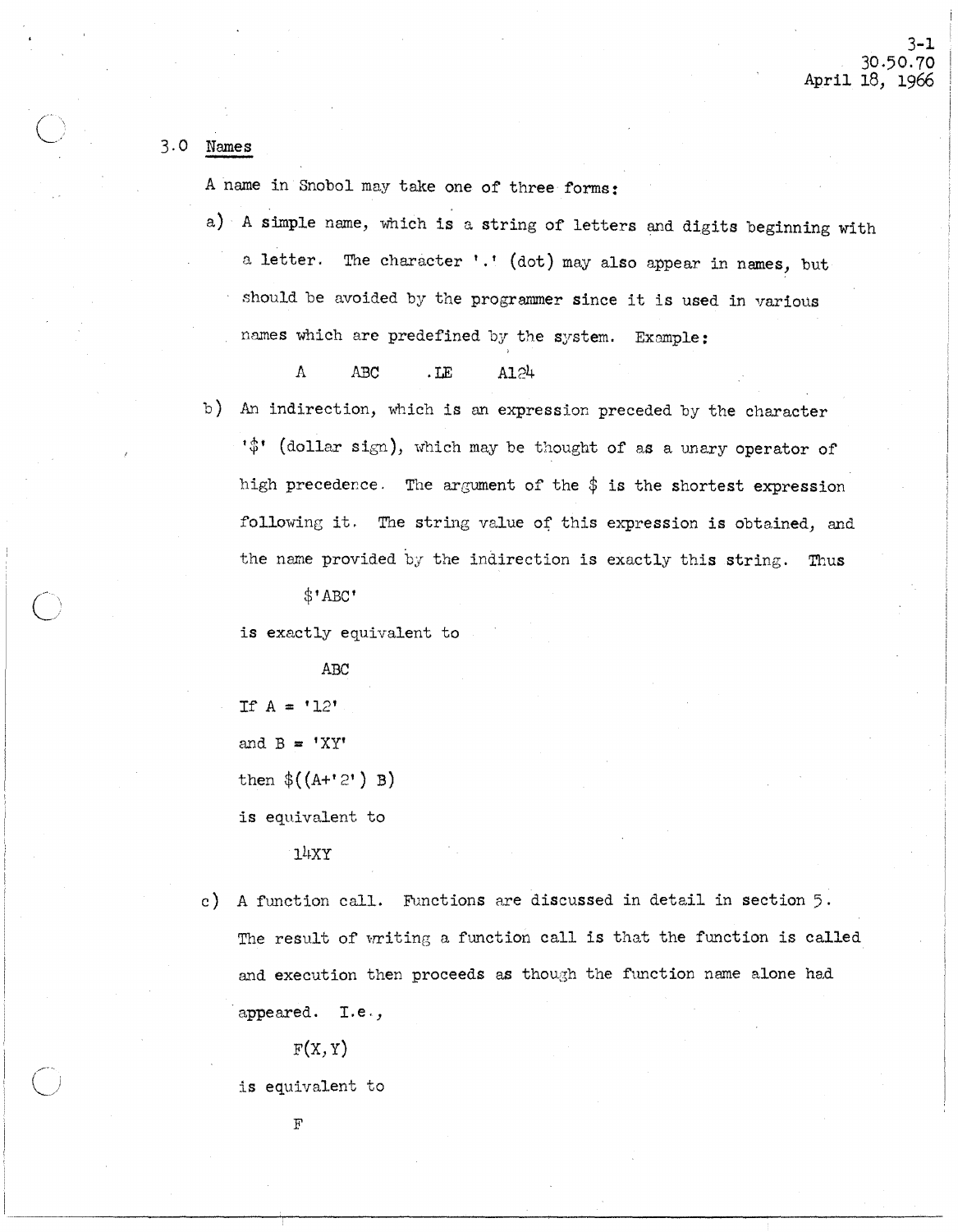## 3.0 Names

A name in Snobol may take one of three forms:

a) A simple name, which is a string of letters and digits beginning with a letter. The character '.' (dot) may also appear in names, but should be avoided by the programmer since it is used in various names which are predefined by the system. Example:

```
A    ABC    .LE    A124
```

b) An indirection, which is an expression preceded by the character '$' (dollar sign), which may be thought of as a unary operator of high precedence. The argument of the $ is the shortest expression following it. The string value of this expression is obtained, and the name provided by the indirection is exactly this string. Thus

```
$'ABC'
```

is exactly equivalent to

```
ABC
```

If A = '12'

and B = 'XY'

then $((A+'2') B)

is equivalent to

```
14XY
```

c) A function call. Functions are discussed in detail in section 5. The result of writing a function call is that the function is called and execution then proceeds as though the function name alone had appeared. I.e.,

```
F(X,Y)
```

is equivalent to

```
F
```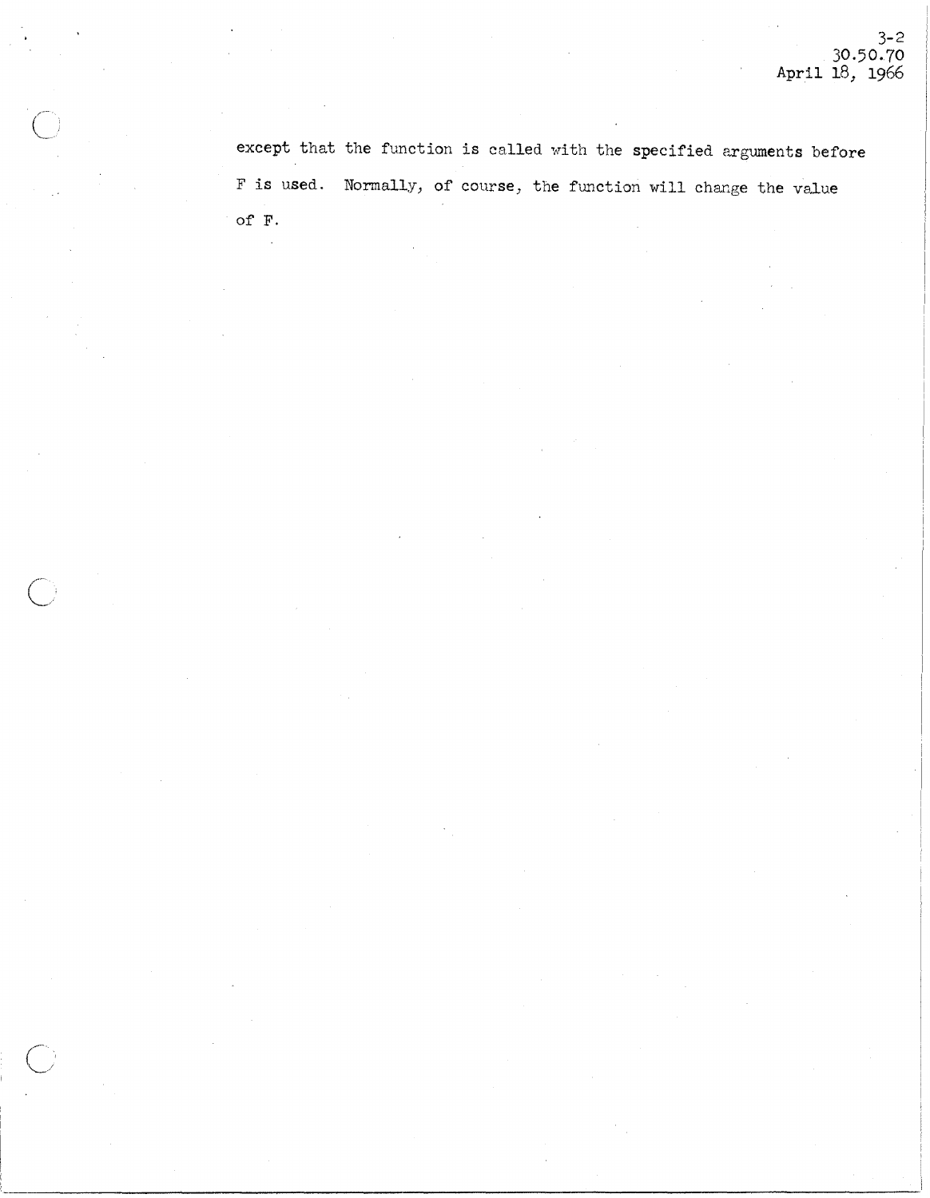except that the function is called with the specified arguments before F is used. Normally, of course, the function will change the value of F.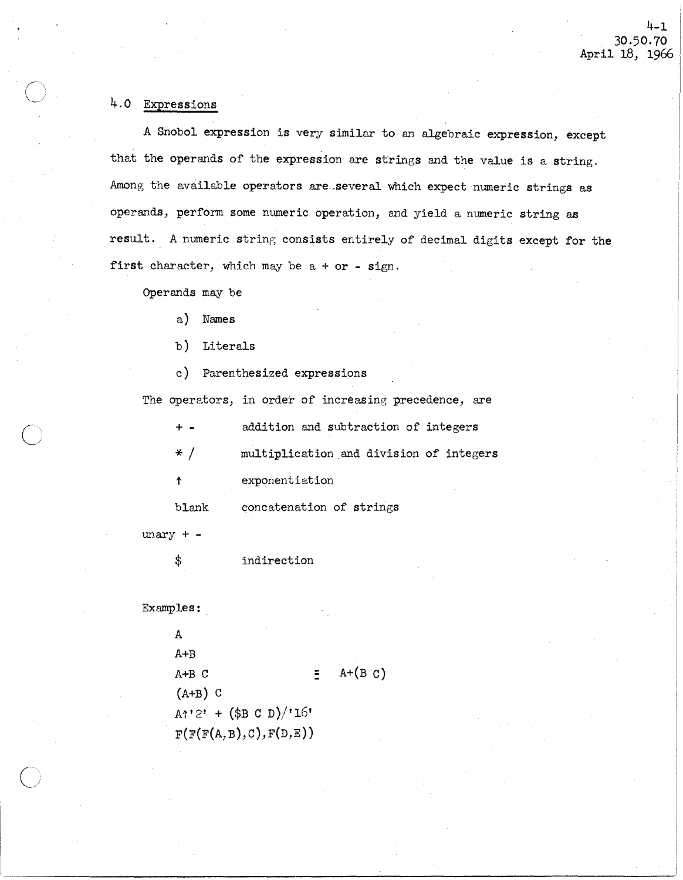## 4.0 Expressions

A Snobol expression is very similar to an algebraic expression, except that the operands of the expression are strings and the value is a string. Among the available operators are several which expect numeric strings as operands, perform some numeric operation, and yield a numeric string as result. A numeric string consists entirely of decimal digits except for the first character, which may be a + or - sign.

Operands may be

a) Names

b) Literals

c) Parenthesized expressions

The operators, in order of increasing precedence, are

| | |
|---|---|
| + - | addition and subtraction of integers |
| * / | multiplication and division of integers |
| ↑ | exponentiation |
| blank | concatenation of strings |
| unary + - | |
| $ | indirection |

Examples:

```
A
A+B
A+B C                    ≡  A+(B C)
(A+B) C
A↑'2' + ($B C D)/'16'
F(F(F(A,B),C),F(D,E))
```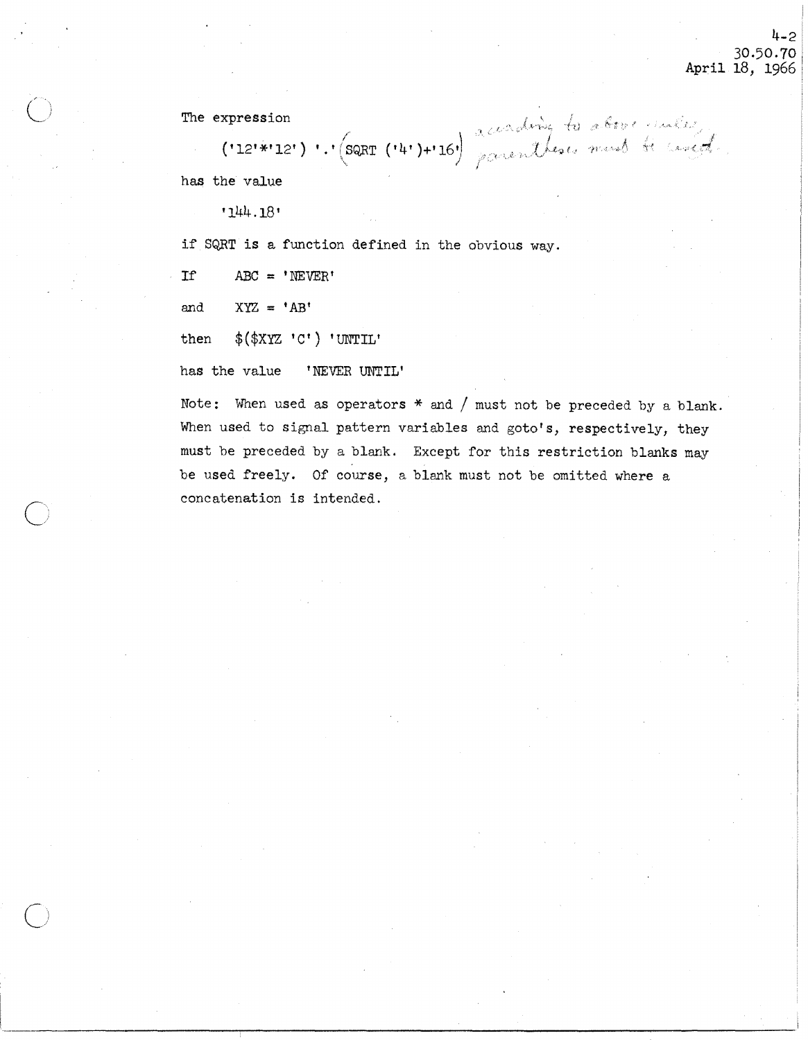The expression

```
('12'*'12') '.'(SQRT ('4')+'16')
```

according to above rules, parentheses must be used.

has the value

```
'144.18'
```

if SQRT is a function defined in the obvious way.

If ABC = 'NEVER'

and XYZ = 'AB'

then $($XYZ 'C') 'UNTIL'

has the value 'NEVER UNTIL'

Note: When used as operators * and / must not be preceded by a blank. When used to signal pattern variables and goto's, respectively, they must be preceded by a blank. Except for this restriction blanks may be used freely. Of course, a blank must not be omitted where a concatenation is intended.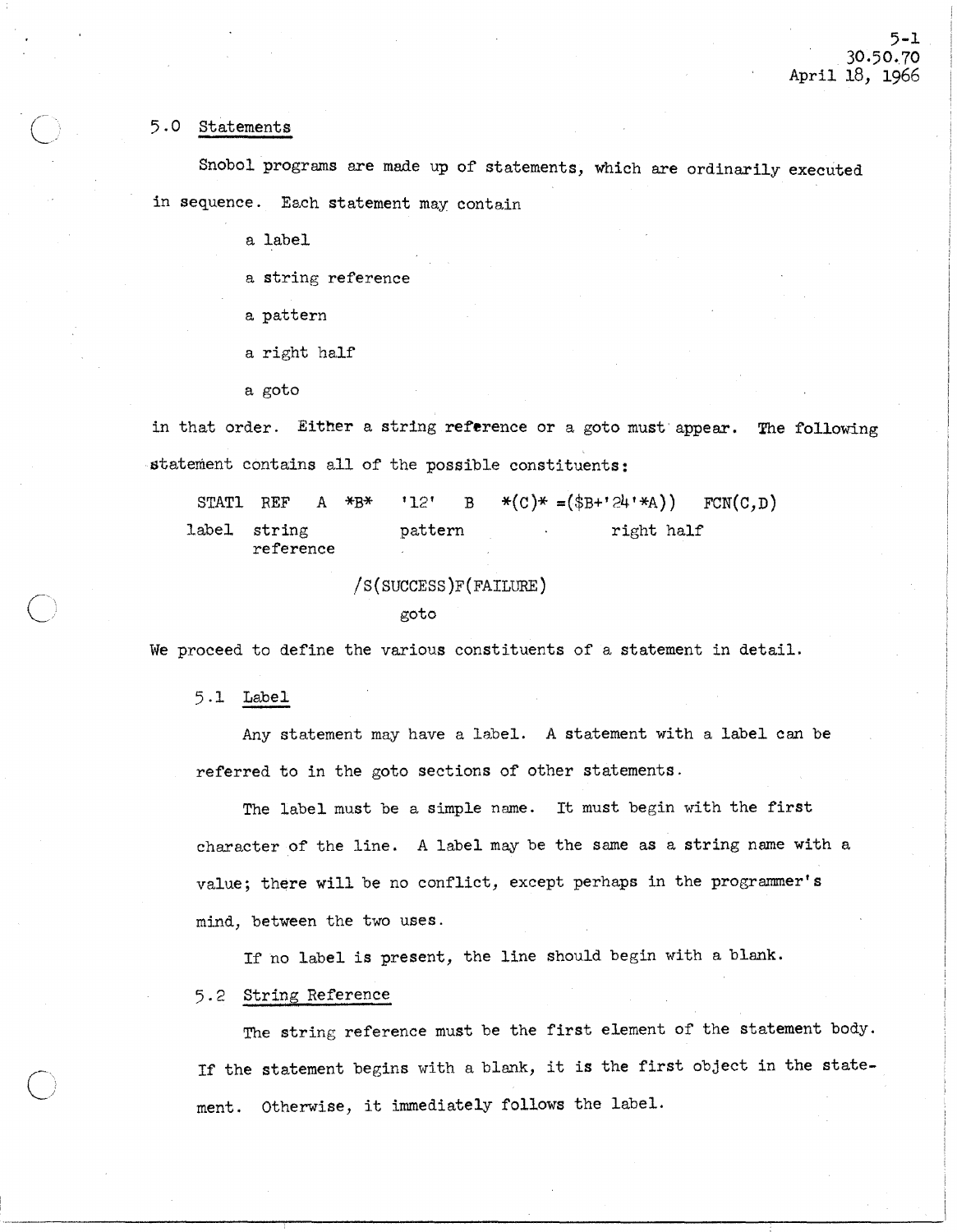## 5.0 Statements

Snobol programs are made up of statements, which are ordinarily executed in sequence. Each statement may contain

- a label
- a string reference
- a pattern
- a right half
- a goto

in that order. Either a string reference or a goto must appear. The following statement contains all of the possible constituents:

```
STAT1  REF    A  *B*  '12'  B  *(C)* =($B+'24'*A))  FCN(C,D)
label  string         pattern               right half
       reference

                    /S(SUCCESS)F(FAILURE)
                           goto
```

We proceed to define the various constituents of a statement in detail.

### 5.1 Label

Any statement may have a label. A statement with a label can be referred to in the goto sections of other statements.

The label must be a simple name. It must begin with the first character of the line. A label may be the same as a string name with a value; there will be no conflict, except perhaps in the programmer's mind, between the two uses.

If no label is present, the line should begin with a blank.

### 5.2 String Reference

The string reference must be the first element of the statement body. If the statement begins with a blank, it is the first object in the statement. Otherwise, it immediately follows the label.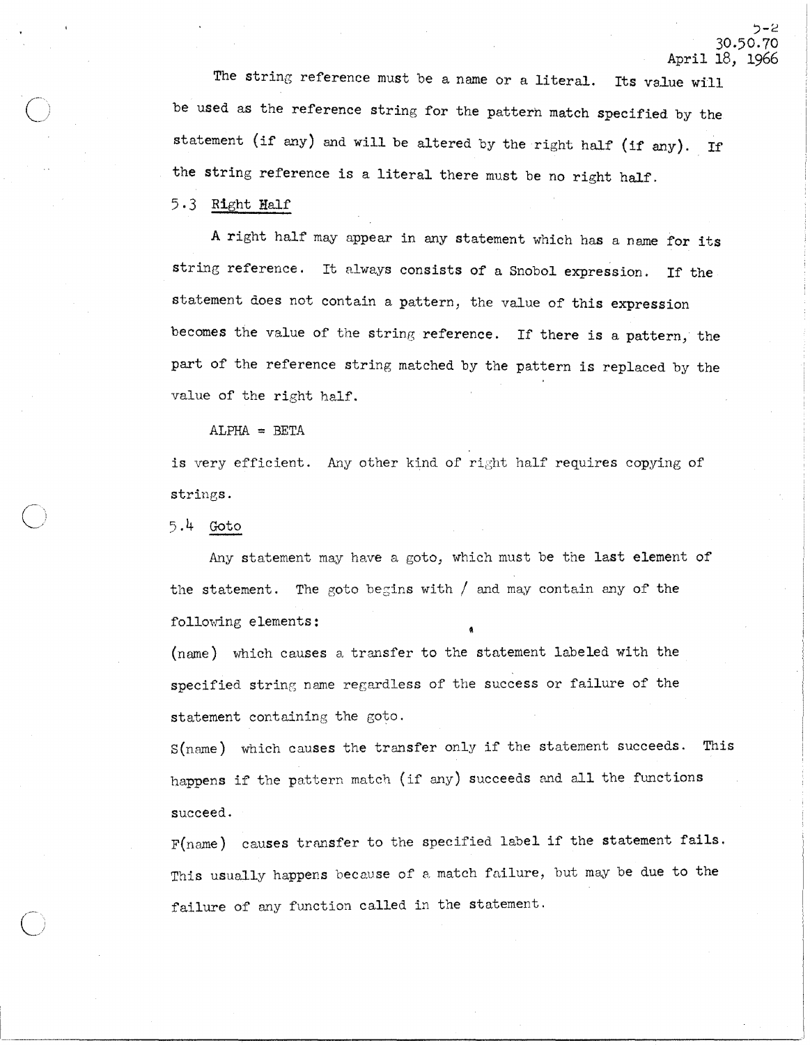The string reference must be a name or a literal. Its value will be used as the reference string for the pattern match specified by the statement (if any) and will be altered by the right half (if any). If the string reference is a literal there must be no right half.

5.3 Right Half

A right half may appear in any statement which has a name for its string reference. It always consists of a Snobol expression. If the statement does not contain a pattern, the value of this expression becomes the value of the string reference. If there is a pattern, the part of the reference string matched by the pattern is replaced by the value of the right half.

```
ALPHA = BETA
```

is very efficient. Any other kind of right half requires copying of strings.

5.4 Goto

Any statement may have a goto, which must be the last element of the statement. The goto begins with / and may contain any of the following elements:

(name) which causes a transfer to the statement labeled with the specified string name regardless of the success or failure of the statement containing the goto.

S(name) which causes the transfer only if the statement succeeds. This happens if the pattern match (if any) succeeds and all the functions succeed.

F(name) causes transfer to the specified label if the statement fails. This usually happens because of a match failure, but may be due to the failure of any function called in the statement.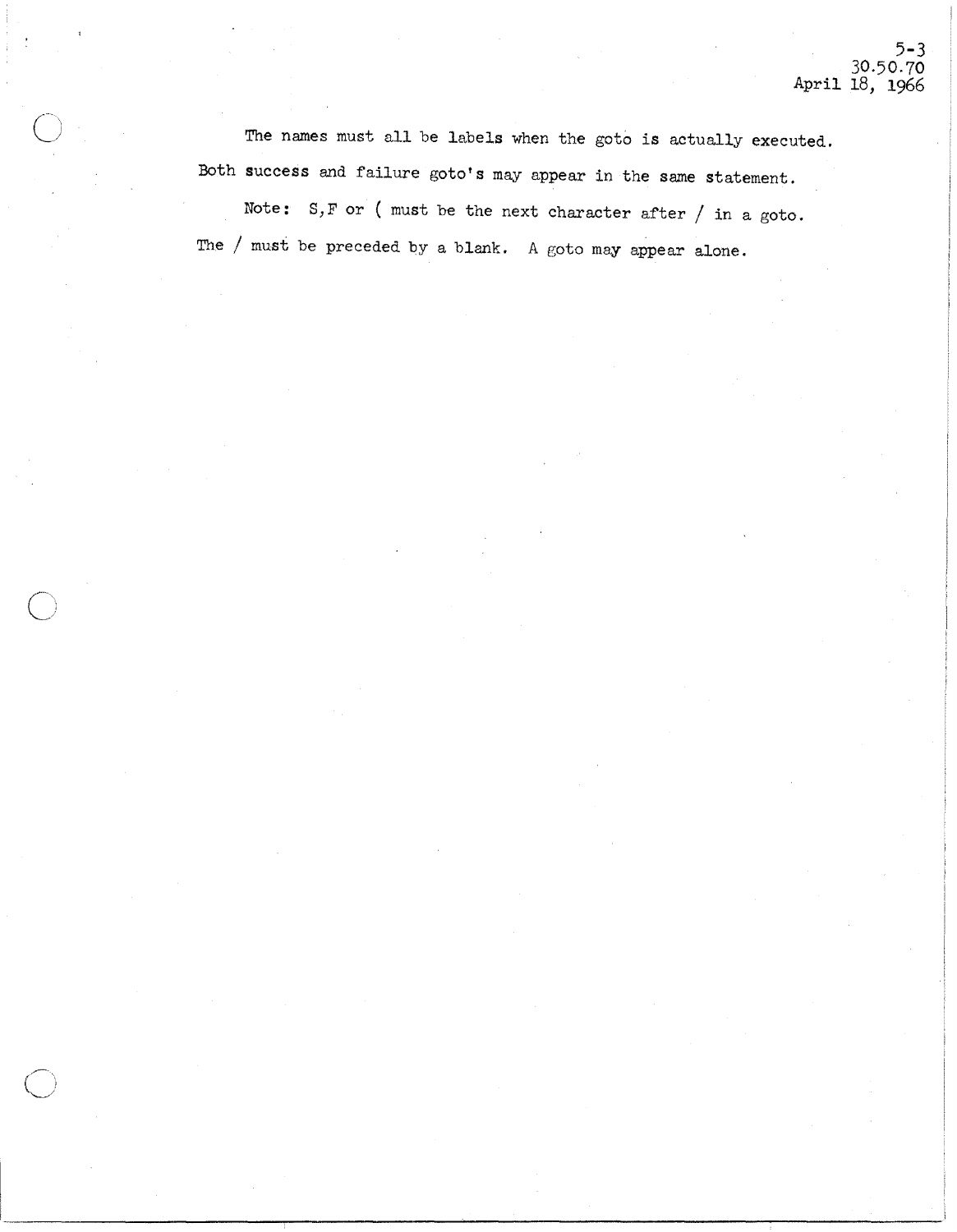The names must all be labels when the goto is actually executed. Both success and failure goto's may appear in the same statement.

Note: S,F or ( must be the next character after / in a goto. The / must be preceded by a blank. A goto may appear alone.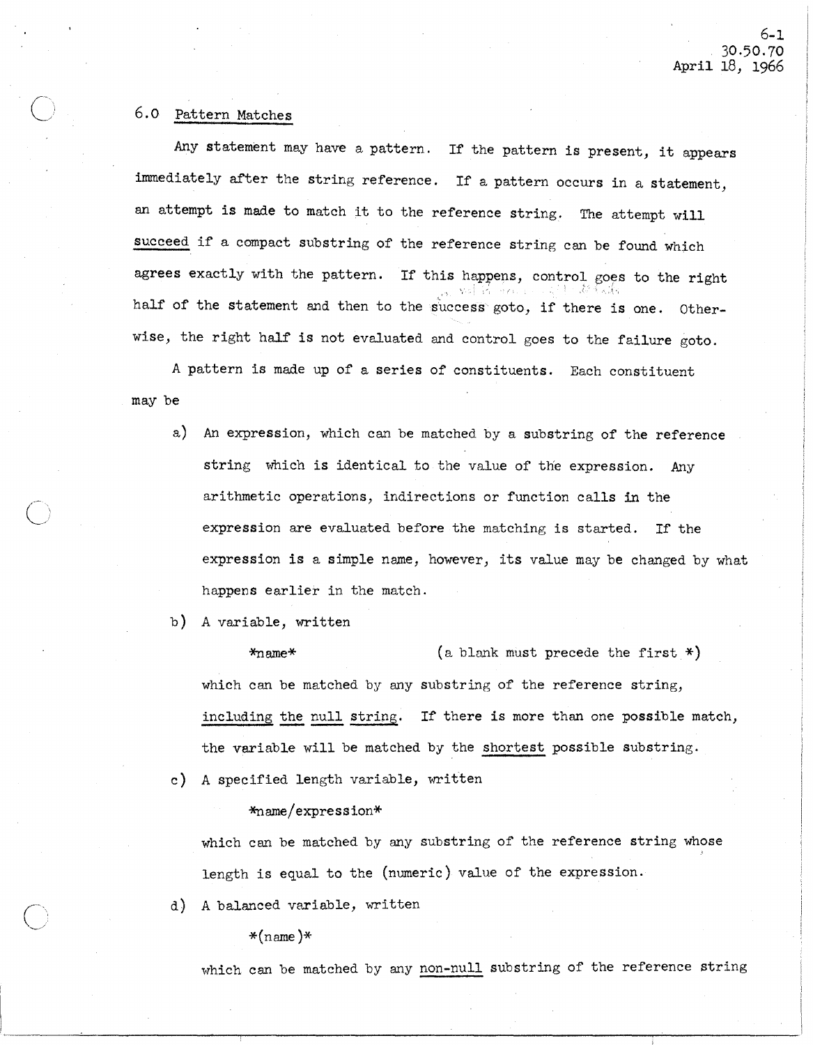## 6.0 Pattern Matches

Any statement may have a pattern. If the pattern is present, it appears immediately after the string reference. If a pattern occurs in a statement, an attempt is made to match it to the reference string. The attempt will <u>succeed</u> if a compact substring of the reference string can be found which agrees exactly with the pattern. If this happens, control goes to the right half of the statement and then to the success goto, if there is one. Otherwise, the right half is not evaluated and control goes to the failure goto.

A pattern is made up of a series of constituents. Each constituent may be

a) An expression, which can be matched by a substring of the reference string which is identical to the value of the expression. Any arithmetic operations, indirections or function calls in the expression are evaluated before the matching is started. If the expression is a simple name, however, its value may be changed by what happens earlier in the match.

b) A variable, written

```
*name*                    (a blank must precede the first *)
```

which can be matched by any substring of the reference string, <u>including the null string</u>. If there is more than one possible match, the variable will be matched by the <u>shortest</u> possible substring.

c) A specified length variable, written

```
*name/expression*
```

which can be matched by any substring of the reference string whose length is equal to the (numeric) value of the expression.

d) A balanced variable, written

```
*(name)*
```

which can be matched by any <u>non-null</u> substring of the reference string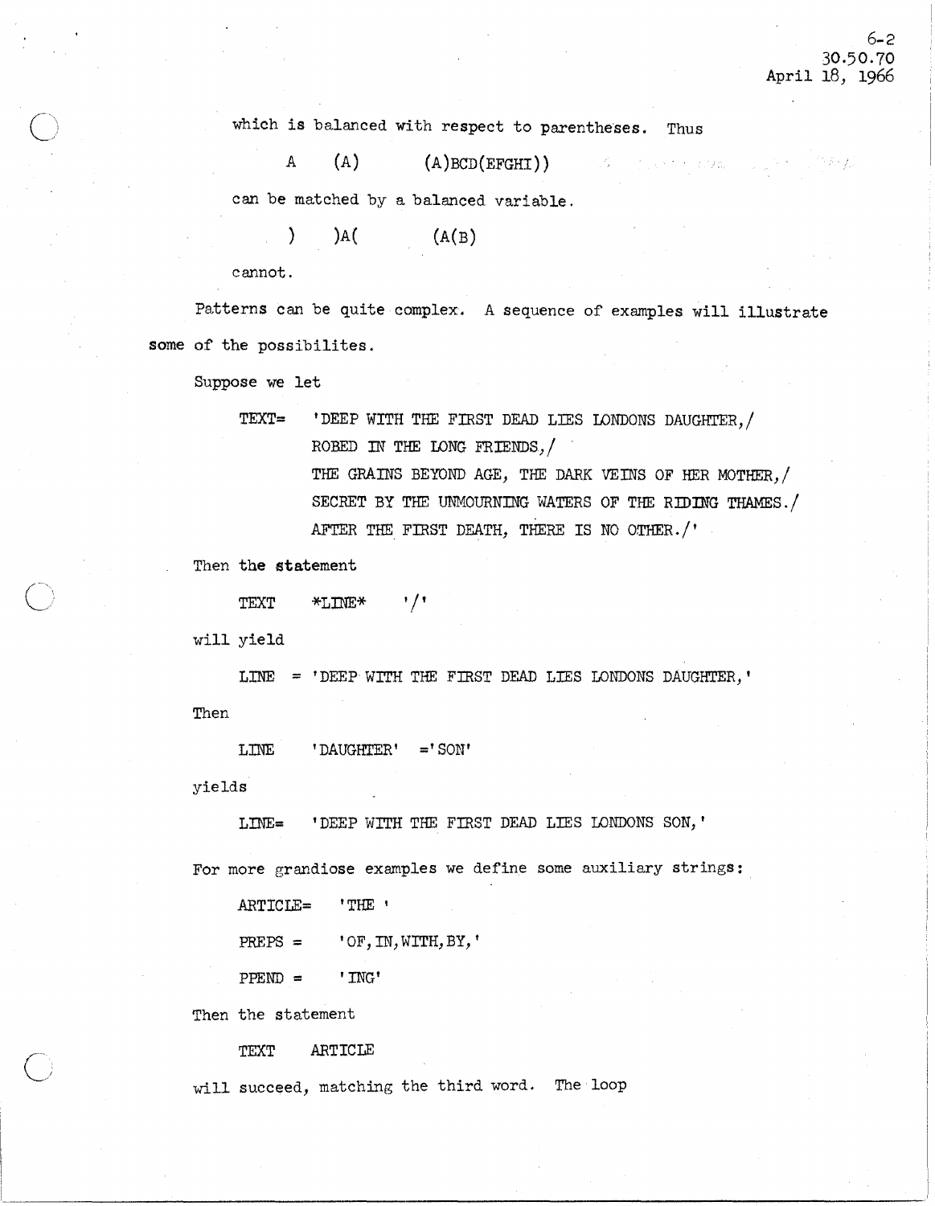which is balanced with respect to parentheses. Thus

```
A    (A)    (A)BCD(EFGHI))
```

can be matched by a balanced variable.

```
)    )A(    (A(B)
```

cannot.

Patterns can be quite complex. A sequence of examples will illustrate some of the possibilites.

Suppose we let

```
TEXT=  'DEEP WITH THE FIRST DEAD LIES LONDONS DAUGHTER,/
       ROBED IN THE LONG FRIENDS,/
       THE GRAINS BEYOND AGE, THE DARK VEINS OF HER MOTHER,/
       SECRET BY THE UNMOURNING WATERS OF THE RIDING THAMES./
       AFTER THE FIRST DEATH, THERE IS NO OTHER./'
```

Then the statement

```
TEXT   *LINE*   '/'
```

will yield

```
LINE  = 'DEEP WITH THE FIRST DEAD LIES LONDONS DAUGHTER,'
```

Then

```
LINE   'DAUGHTER'  ='SON'
```

yields

```
LINE=  'DEEP WITH THE FIRST DEAD LIES LONDONS SON,'
```

For more grandiose examples we define some auxiliary strings:

```
ARTICLE=   'THE '

PREPS =    'OF,IN,WITH,BY,'

PPEND =    'ING'
```

Then the statement

```
TEXT   ARTICLE
```

will succeed, matching the third word. The loop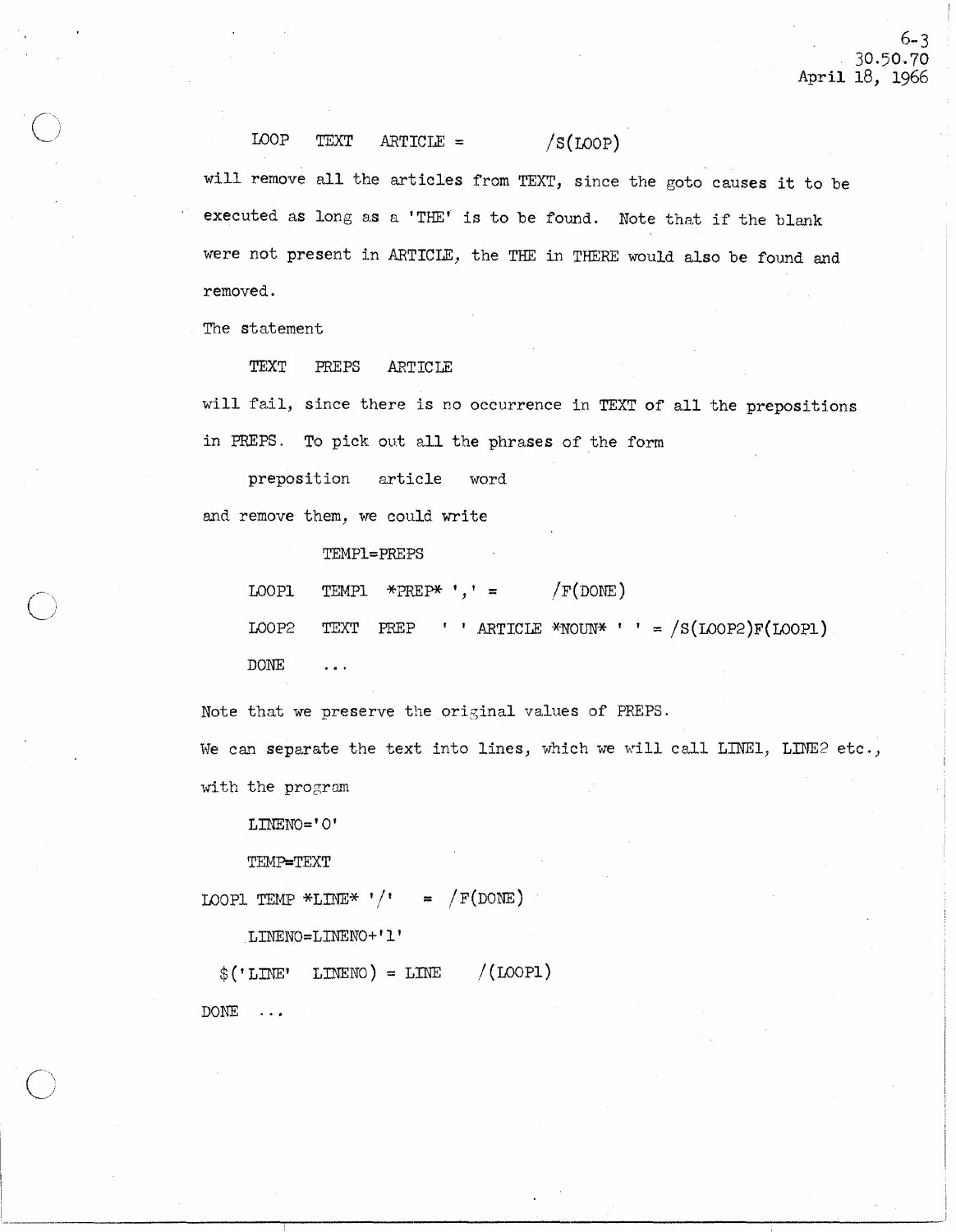```
LOOP   TEXT   ARTICLE =          /S(LOOP)
```

will remove all the articles from TEXT, since the goto causes it to be executed as long as a 'THE' is to be found. Note that if the blank were not present in ARTICLE, the THE in THERE would also be found and removed.

The statement

```
TEXT   PREPS   ARTICLE
```

will fail, since there is no occurrence in TEXT of all the prepositions in PREPS. To pick out all the phrases of the form

```
preposition   article   word
```

and remove them, we could write

```
          TEMP1=PREPS
LOOP1     TEMP1  *PREP* ',' =        /F(DONE)
LOOP2     TEXT  PREP   ' ' ARTICLE *NOUN* ' ' = /S(LOOP2)F(LOOP1)
DONE      ...
```

Note that we preserve the original values of PREPS.

We can separate the text into lines, which we will call LINE1, LINE2 etc., with the program

```
      LINENO='0'
      TEMP=TEXT
LOOP1 TEMP *LINE* '/'   =  /F(DONE)
      LINENO=LINENO+'1'
  $('LINE'  LINENO) = LINE    /(LOOP1)
DONE  ...
```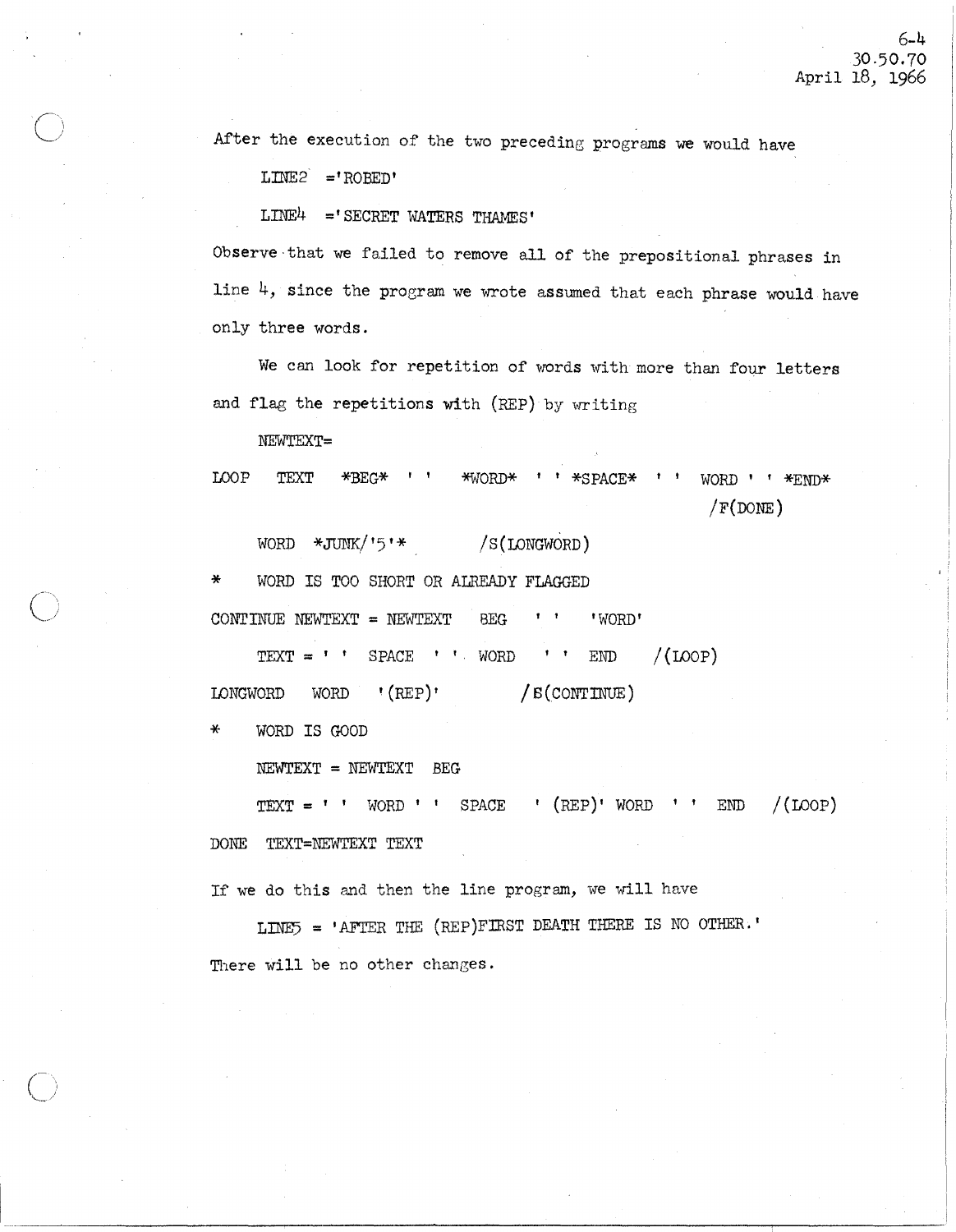After the execution of the two preceding programs we would have

```
LINE2  ='ROBED'

LINE4  ='SECRET WATERS THAMES'
```

Observe that we failed to remove all of the prepositional phrases in line 4, since the program we wrote assumed that each phrase would have only three words.

We can look for repetition of words with more than four letters and flag the repetitions with (REP) by writing

```
     NEWTEXT=
LOOP   TEXT   *BEG*  ' '   *WORD*  ' ' *SPACE*  ' '  WORD ' ' *END*
                                                          /F(DONE)
     WORD  *JUNK/'5'*       /S(LONGWORD)
*    WORD IS TOO SHORT OR ALREADY FLAGGED
CONTINUE NEWTEXT = NEWTEXT   BEG   ' '   'WORD'
     TEXT = ' '  SPACE  ' '  WORD   ' '  END    /(LOOP)
LONGWORD   WORD  '(REP)'          /S(CONTINUE)
*    WORD IS GOOD
     NEWTEXT = NEWTEXT  BEG
     TEXT = ' '  WORD ' '  SPACE   ' (REP)' WORD  ' '  END   /(LOOP)
DONE  TEXT=NEWTEXT TEXT
```

If we do this and then the line program, we will have

```
LINE5 = 'AFTER THE (REP)FIRST DEATH THERE IS NO OTHER.'
```

There will be no other changes.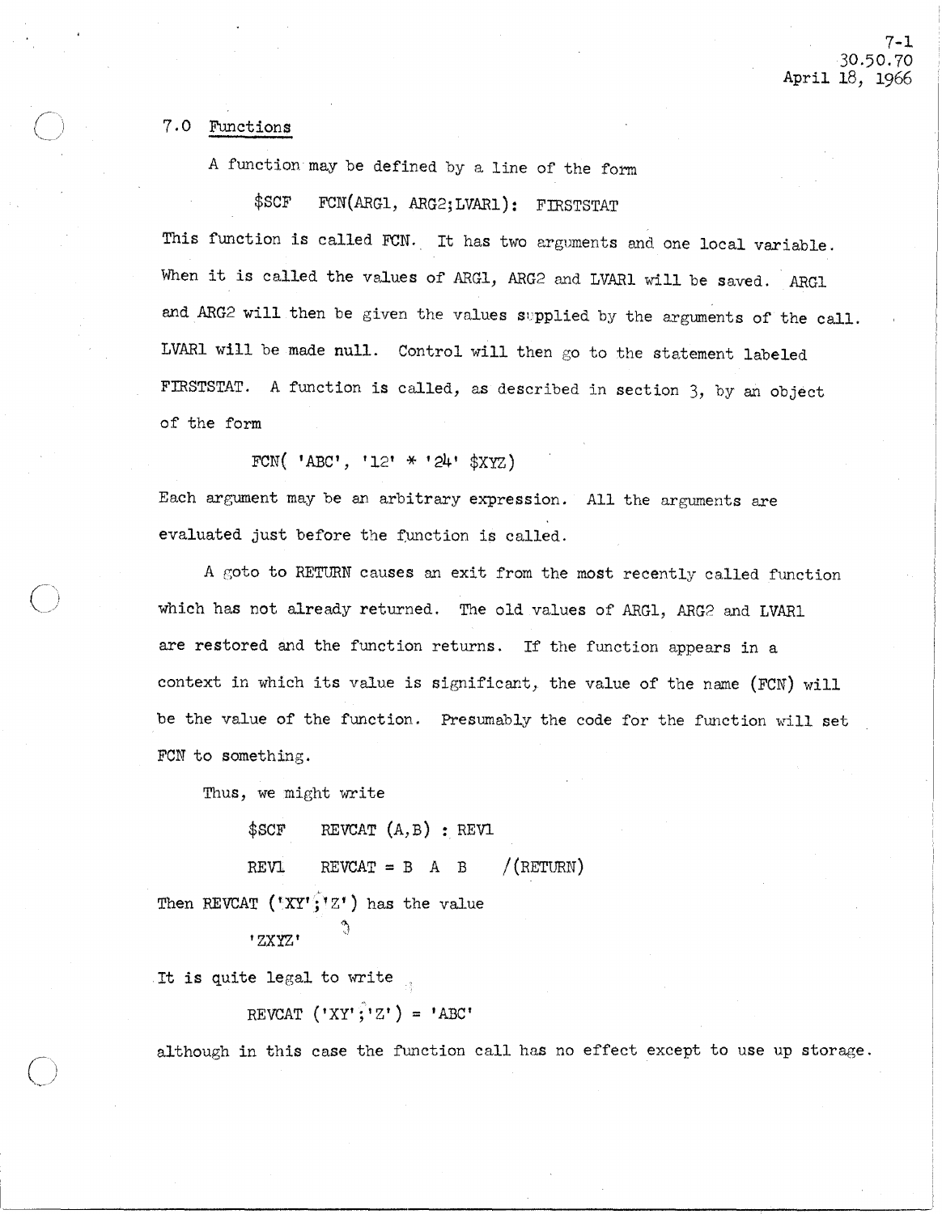## 7.0 Functions

A function may be defined by a line of the form

```
$SCF    FCN(ARG1, ARG2;LVAR1):  FIRSTSTAT
```

This function is called FCN. It has two arguments and one local variable. When it is called the values of ARG1, ARG2 and LVAR1 will be saved. ARG1 and ARG2 will then be given the values supplied by the arguments of the call. LVAR1 will be made null. Control will then go to the statement labeled FIRSTSTAT. A function is called, as described in section 3, by an object of the form

```
FCN( 'ABC', '12' * '24' $XYZ)
```

Each argument may be an arbitrary expression. All the arguments are evaluated just before the function is called.

A goto to RETURN causes an exit from the most recently called function which has not already returned. The old values of ARG1, ARG2 and LVAR1 are restored and the function returns. If the function appears in a context in which its value is significant, the value of the name (FCN) will be the value of the function. Presumably the code for the function will set FCN to something.

Thus, we might write

```
$SCF    REVCAT (A,B) : REV1
REV1    REVCAT = B  A  B    /(RETURN)
```

Then REVCAT ('XY';'Z') has the value

```
'ZXYZ'
```

It is quite legal to write

```
REVCAT ('XY';'Z') = 'ABC'
```

although in this case the function call has no effect except to use up storage.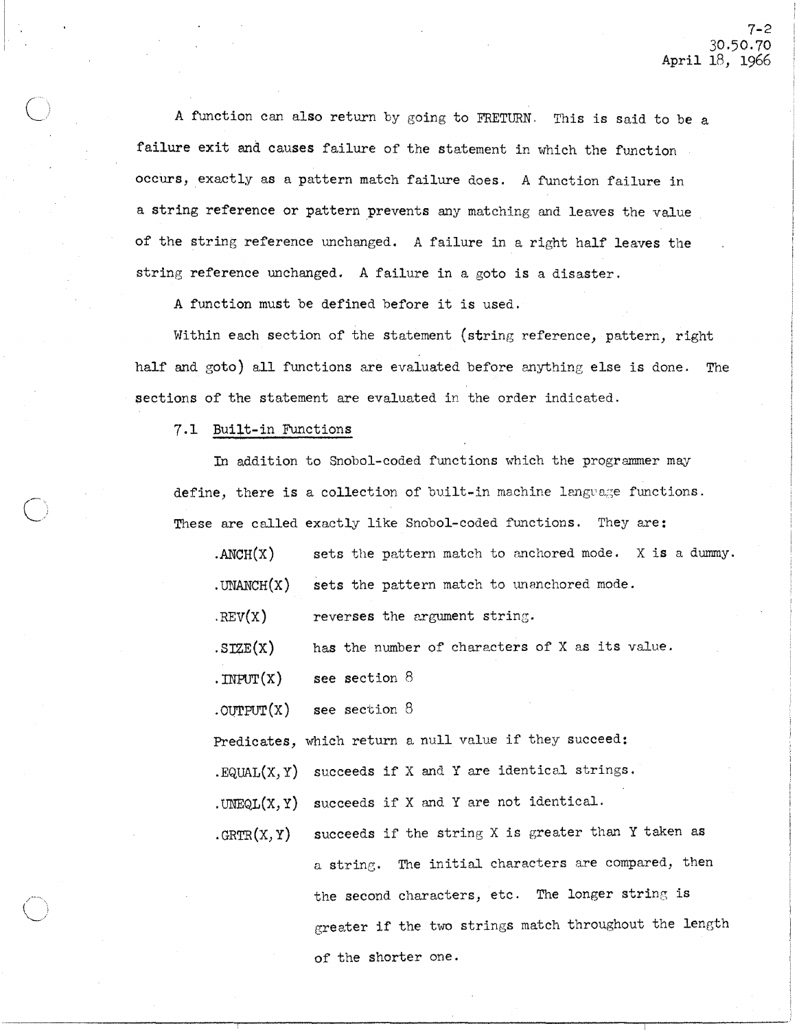A function can also return by going to FRETURN. This is said to be a failure exit and causes failure of the statement in which the function occurs, exactly as a pattern match failure does. A function failure in a string reference or pattern prevents any matching and leaves the value of the string reference unchanged. A failure in a right half leaves the string reference unchanged. A failure in a goto is a disaster.

A function must be defined before it is used.

Within each section of the statement (string reference, pattern, right half and goto) all functions are evaluated before anything else is done. The sections of the statement are evaluated in the order indicated.

### 7.1 Built-in Functions

In addition to Snobol-coded functions which the programmer may define, there is a collection of built-in machine language functions. These are called exactly like Snobol-coded functions. They are:

- .ANCH(X) sets the pattern match to anchored mode. X is a dummy.
- .UNANCH(X) sets the pattern match to unanchored mode.
- .REV(X) reverses the argument string.
- .SIZE(X) has the number of characters of X as its value.
- .INPUT(X) see section 8
- .OUTPUT(X) see section 8

Predicates, which return a null value if they succeed:

- .EQUAL(X,Y) succeeds if X and Y are identical strings.
- .UNEQL(X,Y) succeeds if X and Y are not identical.
- .GRTR(X,Y) succeeds if the string X is greater than Y taken as a string. The initial characters are compared, then the second characters, etc. The longer string is greater if the two strings match throughout the length of the shorter one.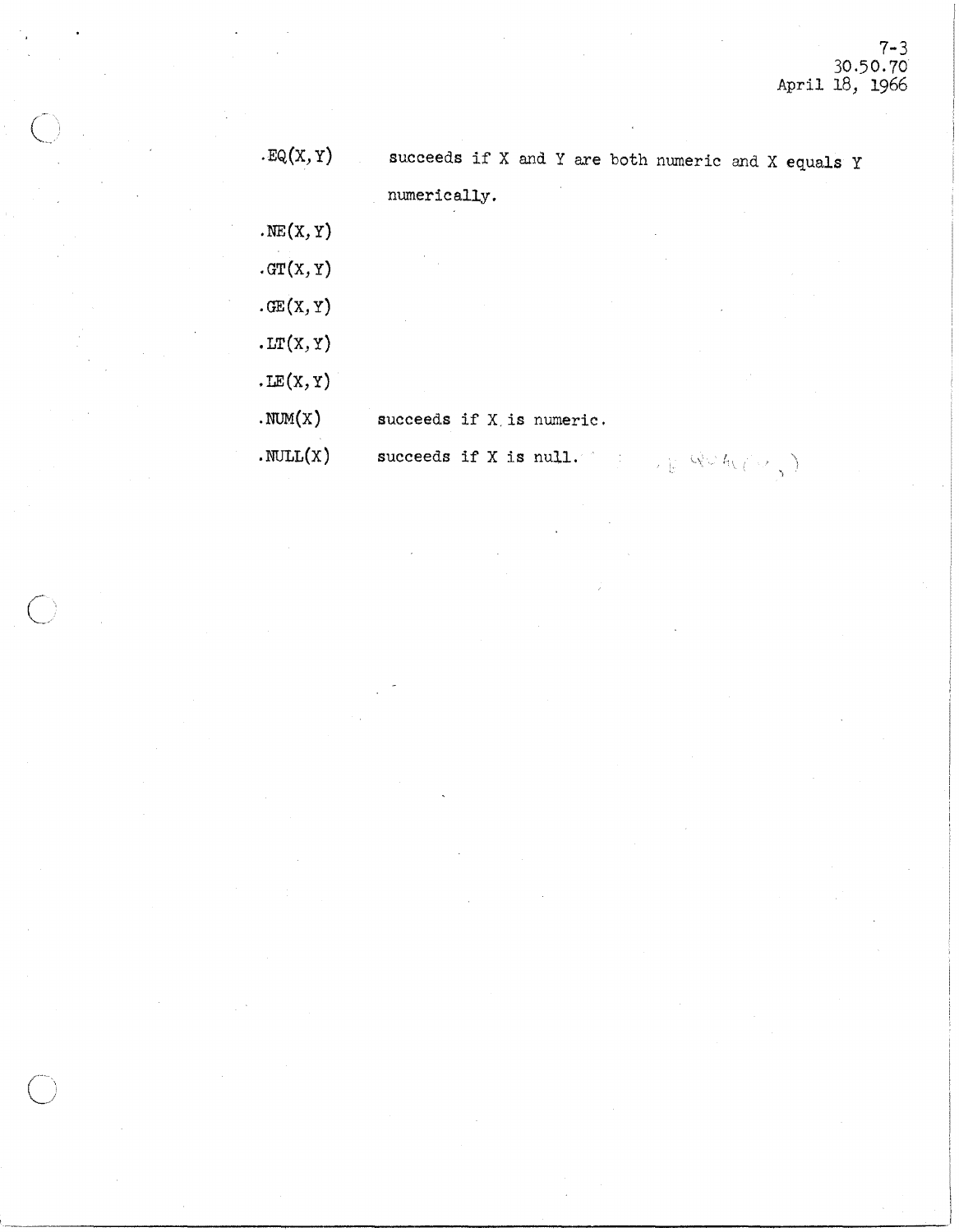.EQ(X,Y) succeeds if X and Y are both numeric and X equals Y numerically.

.NE(X,Y)

.GT(X,Y)

.GE(X,Y)

.LT(X,Y)

.LE(X,Y)

.NUM(X) succeeds if X is numeric.

.NULL(X) succeeds if X is null.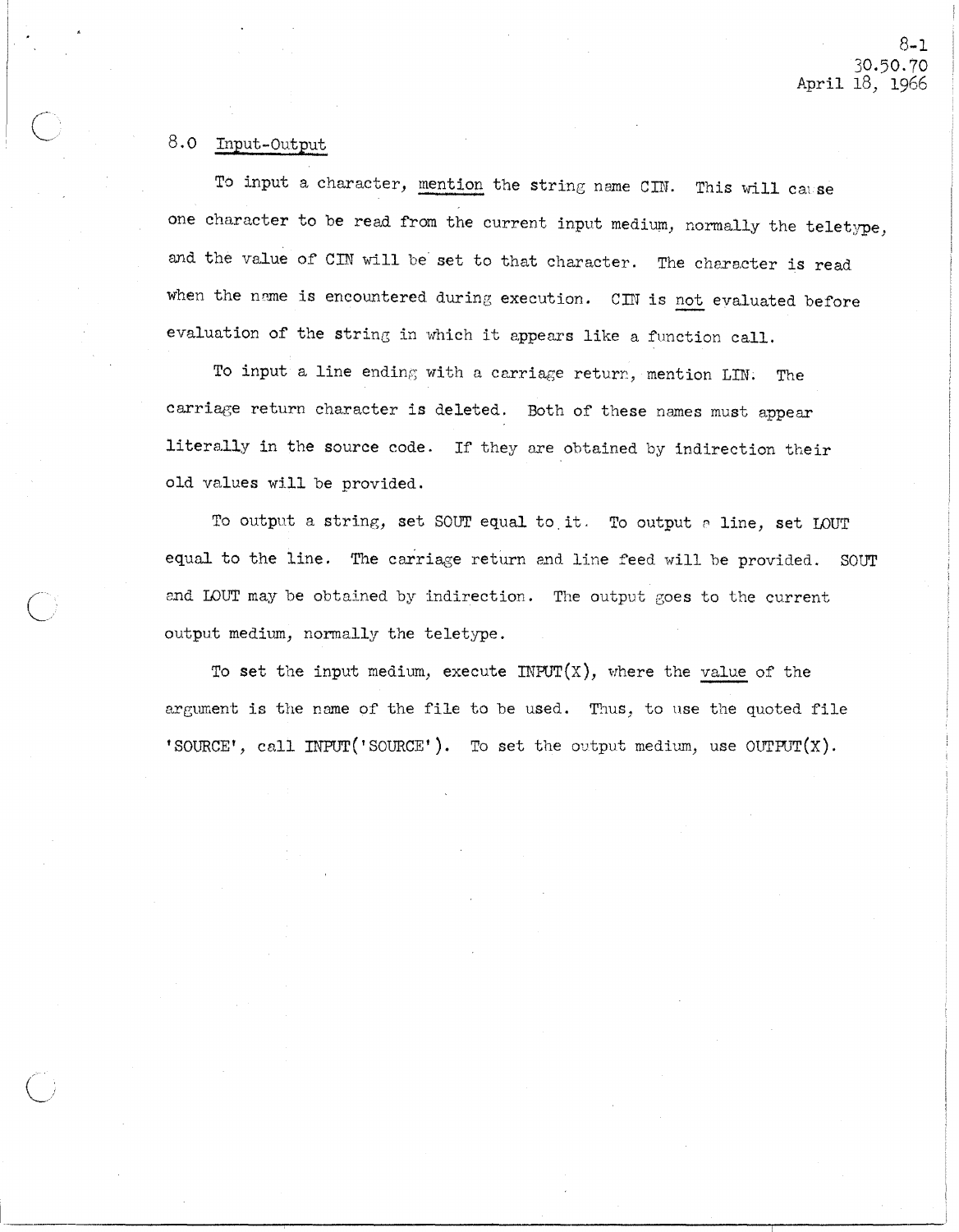## 8.0 Input-Output

To input a character, <u>mention</u> the string name CIN. This will cause one character to be read from the current input medium, normally the teletype, and the value of CIN will be set to that character. The character is read when the name is encountered during execution. CIN is <u>not</u> evaluated before evaluation of the string in which it appears like a function call.

To input a line ending with a carriage return, mention LIN. The carriage return character is deleted. Both of these names must appear literally in the source code. If they are obtained by indirection their old values will be provided.

To output a string, set SOUT equal to it. To output a line, set LOUT equal to the line. The carriage return and line feed will be provided. SOUT and LOUT may be obtained by indirection. The output goes to the current output medium, normally the teletype.

To set the input medium, execute INPUT(X), where the <u>value</u> of the argument is the name of the file to be used. Thus, to use the quoted file 'SOURCE', call INPUT('SOURCE'). To set the output medium, use OUTPUT(X).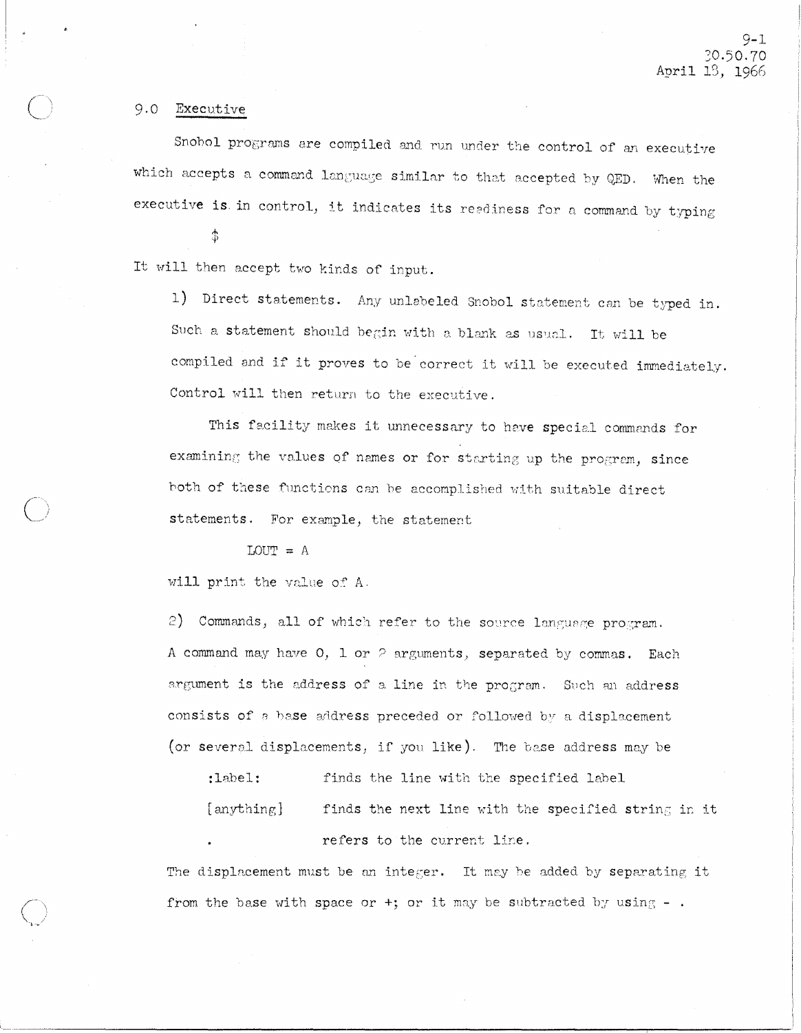## 9.0 Executive

Snobol programs are compiled and run under the control of an executive which accepts a command language similar to that accepted by QED. When the executive is in control, it indicates its readiness for a command by typing

$

It will then accept two kinds of input.

1) Direct statements. Any unlabeled Snobol statement can be typed in. Such a statement should begin with a blank as usual. It will be compiled and if it proves to be correct it will be executed immediately. Control will then return to the executive.

This facility makes it unnecessary to have special commands for examining the values of names or for starting up the program, since both of these functions can be accomplished with suitable direct statements. For example, the statement

```
LOUT = A
```

will print the value of A.

2) Commands, all of which refer to the source language program. A command may have 0, 1 or 2 arguments, separated by commas. Each argument is the address of a line in the program. Such an address consists of a base address preceded or followed by a displacement (or several displacements, if you like). The base address may be

| | |
|---|---|
| :label: | finds the line with the specified label |
| [anything] | finds the next line with the specified string in it |
| . | refers to the current line. |

The displacement must be an integer. It may be added by separating it from the base with space or +; or it may be subtracted by using - .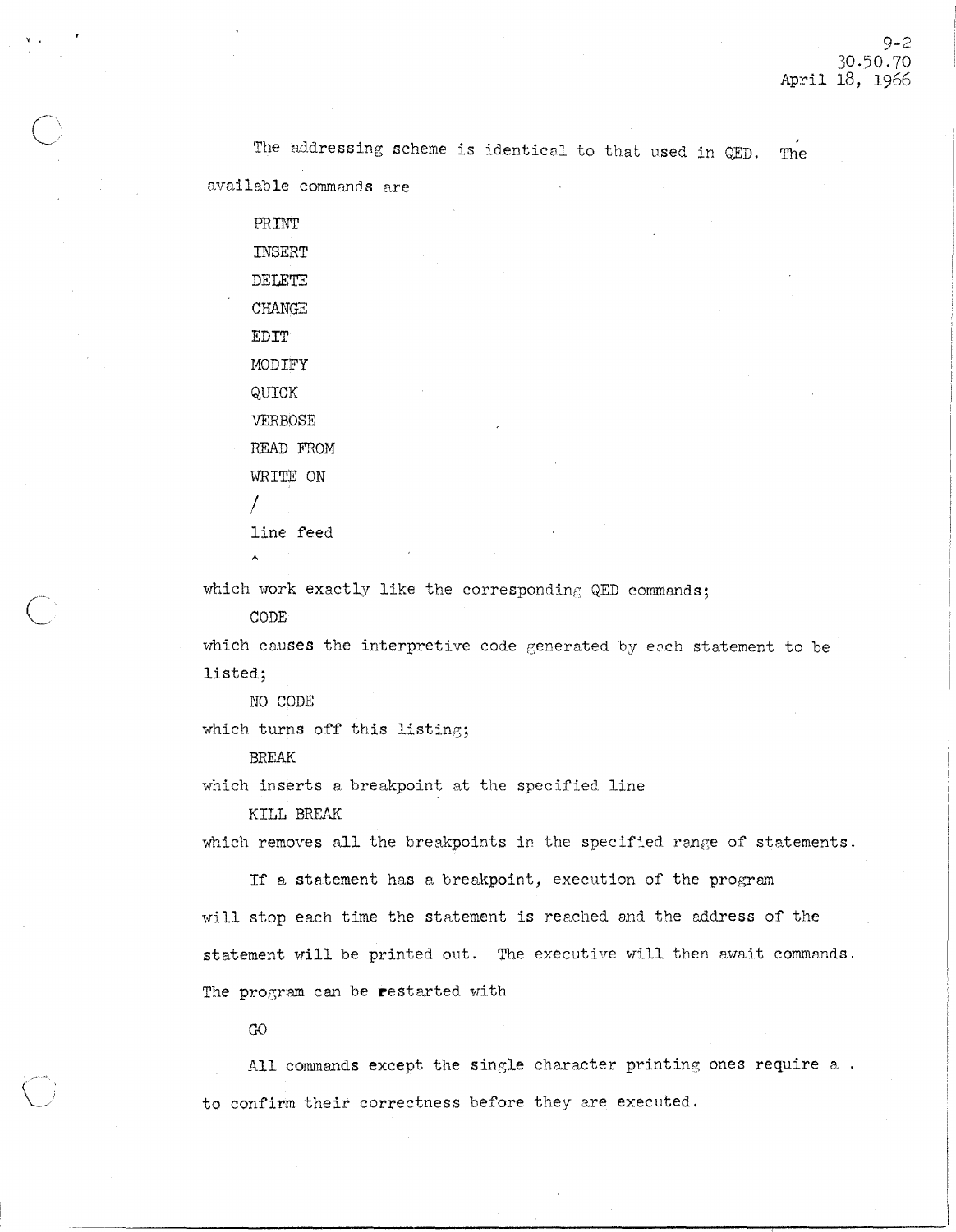The addressing scheme is identical to that used in QED. The available commands are

PRINT

INSERT

DELETE

CHANGE

EDIT

MODIFY

QUICK

VERBOSE

READ FROM

WRITE ON

/

line feed

↑

which work exactly like the corresponding QED commands;

CODE

which causes the interpretive code generated by each statement to be listed;

NO CODE

which turns off this listing;

BREAK

which inserts a breakpoint at the specified line

KILL BREAK

which removes all the breakpoints in the specified range of statements.

If a statement has a breakpoint, execution of the program will stop each time the statement is reached and the address of the statement will be printed out. The executive will then await commands. The program can be restarted with

GO

All commands except the single character printing ones require a . to confirm their correctness before they are executed.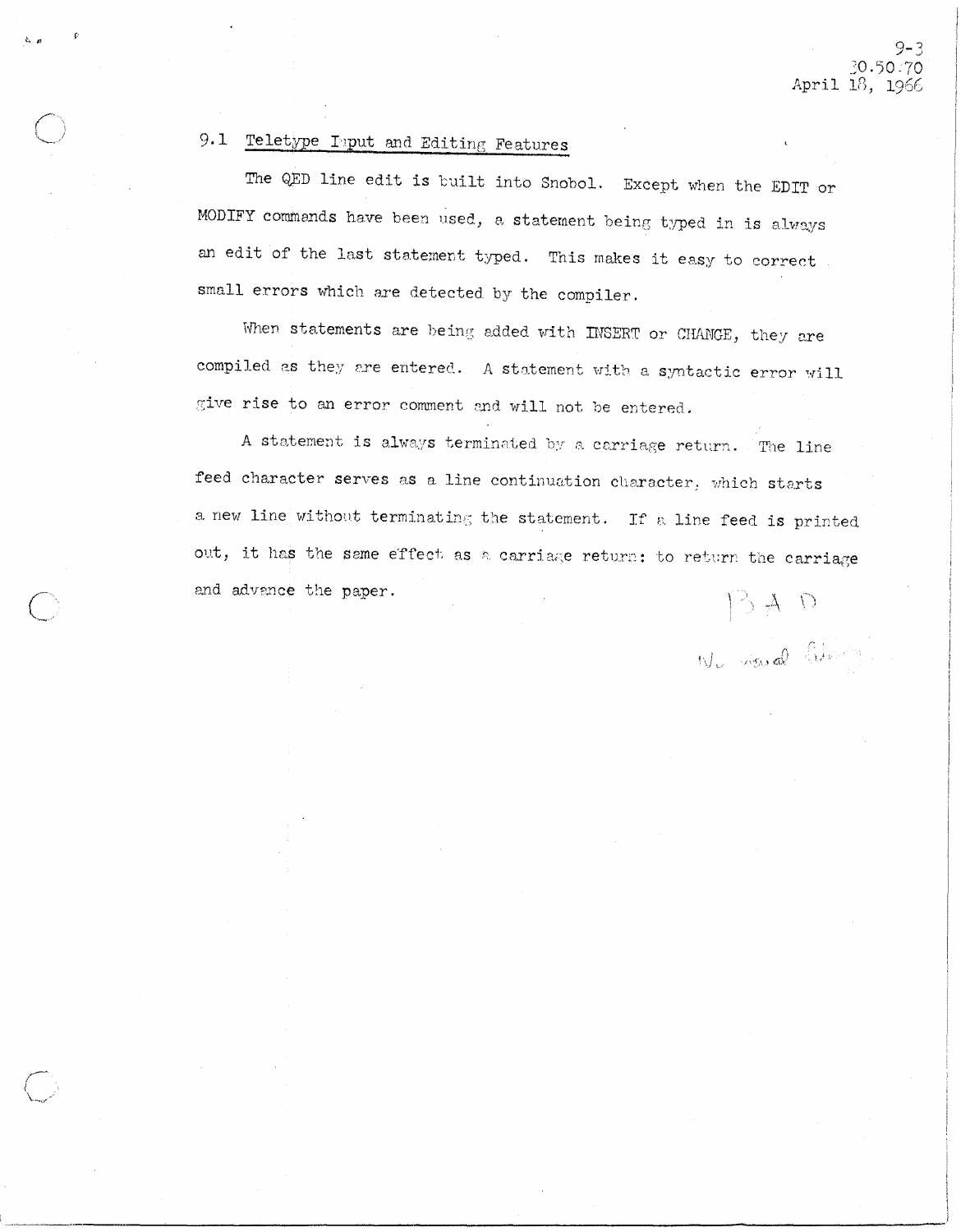## 9.1 Teletype Input and Editing Features

The QED line edit is built into Snobol. Except when the EDIT or MODIFY commands have been used, a statement being typed in is always an edit of the last statement typed. This makes it easy to correct small errors which are detected by the compiler.

When statements are being added with INSERT or CHANGE, they are compiled as they are entered. A statement with a syntactic error will give rise to an error comment and will not be entered.

A statement is always terminated by a carriage return. The line feed character serves as a line continuation character, which starts a new line without terminating the statement. If a line feed is printed out, it has the same effect as a carriage return: to return the carriage and advance the paper.